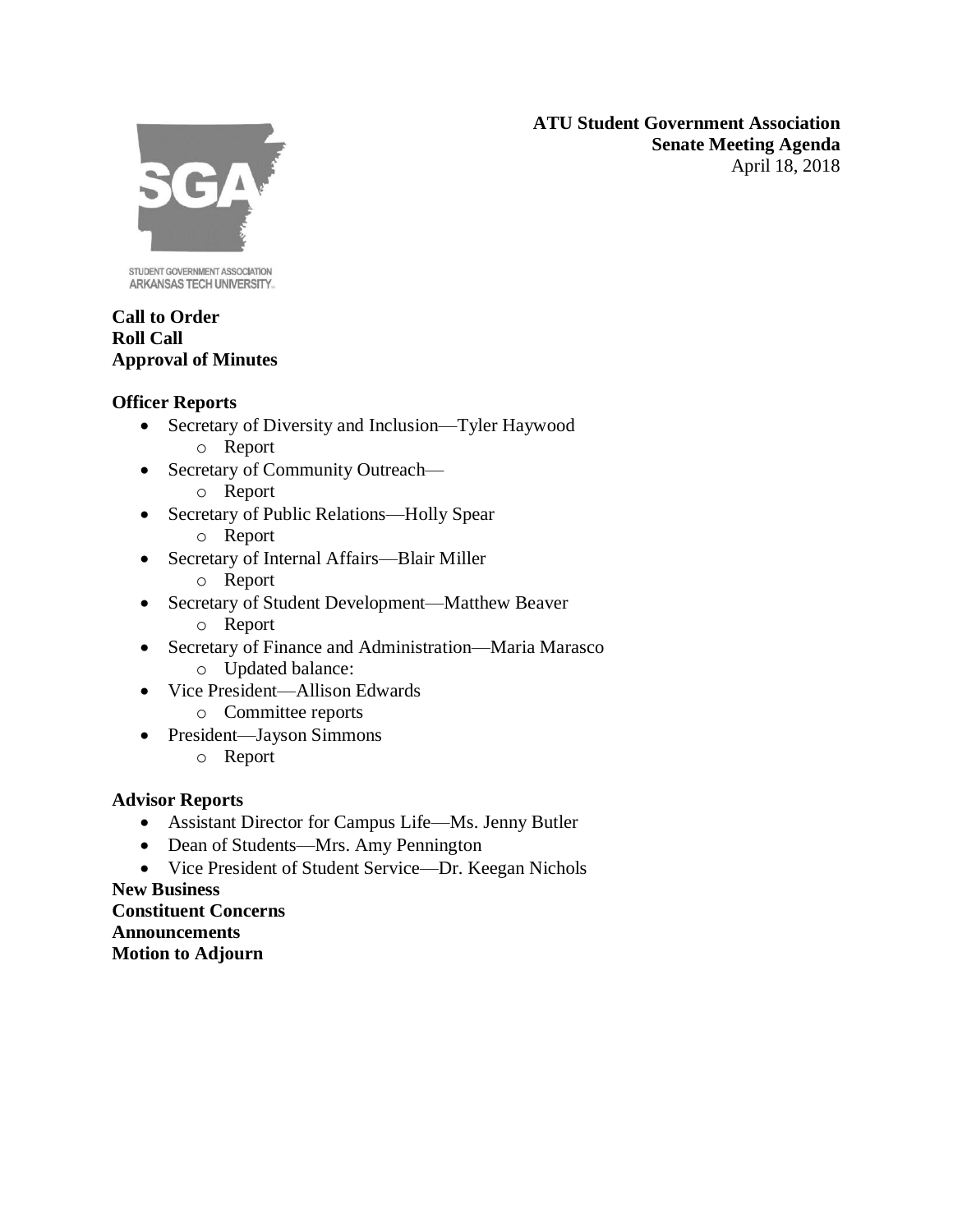**ATU Student Government Association**
**Senate Meeting Agenda**
April 18, 2018

STUDENT GOVERNMENT ASSOCIATION
ARKANSAS TECH UNIVERSITY

**Call to Order**
**Roll Call**
**Approval of Minutes**

**Officer Reports**

- Secretary of Diversity and Inclusion—Tyler Haywood
  - Report
- Secretary of Community Outreach—
  - Report
- Secretary of Public Relations—Holly Spear
  - Report
- Secretary of Internal Affairs—Blair Miller
  - Report
- Secretary of Student Development—Matthew Beaver
  - Report
- Secretary of Finance and Administration—Maria Marasco
  - Updated balance:
- Vice President—Allison Edwards
  - Committee reports
- President—Jayson Simmons
  - Report

**Advisor Reports**

- Assistant Director for Campus Life—Ms. Jenny Butler
- Dean of Students—Mrs. Amy Pennington
- Vice President of Student Service—Dr. Keegan Nichols

**New Business**
**Constituent Concerns**
**Announcements**
**Motion to Adjourn**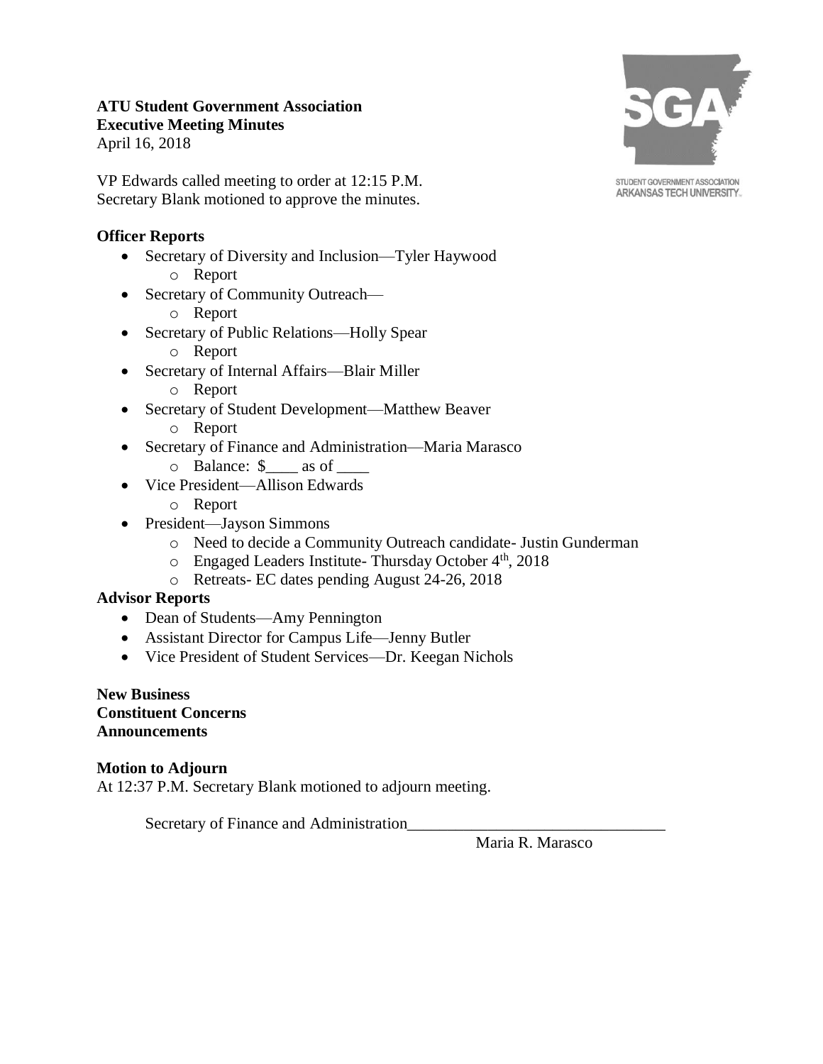**ATU Student Government Association**
**Executive Meeting Minutes**
April 16, 2018

VP Edwards called meeting to order at 12:15 P.M.
Secretary Blank motioned to approve the minutes.

**Officer Reports**

- Secretary of Diversity and Inclusion—Tyler Haywood
  - Report
- Secretary of Community Outreach—
  - Report
- Secretary of Public Relations—Holly Spear
  - Report
- Secretary of Internal Affairs—Blair Miller
  - Report
- Secretary of Student Development—Matthew Beaver
  - Report
- Secretary of Finance and Administration—Maria Marasco
  - Balance: $____ as of ____
- Vice President—Allison Edwards
  - Report
- President—Jayson Simmons
  - Need to decide a Community Outreach candidate- Justin Gunderman
  - Engaged Leaders Institute- Thursday October 4th, 2018
  - Retreats- EC dates pending August 24-26, 2018

**Advisor Reports**

- Dean of Students—Amy Pennington
- Assistant Director for Campus Life—Jenny Butler
- Vice President of Student Services—Dr. Keegan Nichols

**New Business**
**Constituent Concerns**
**Announcements**

**Motion to Adjourn**
At 12:37 P.M. Secretary Blank motioned to adjourn meeting.

Secretary of Finance and Administration________________________________
Maria R. Marasco